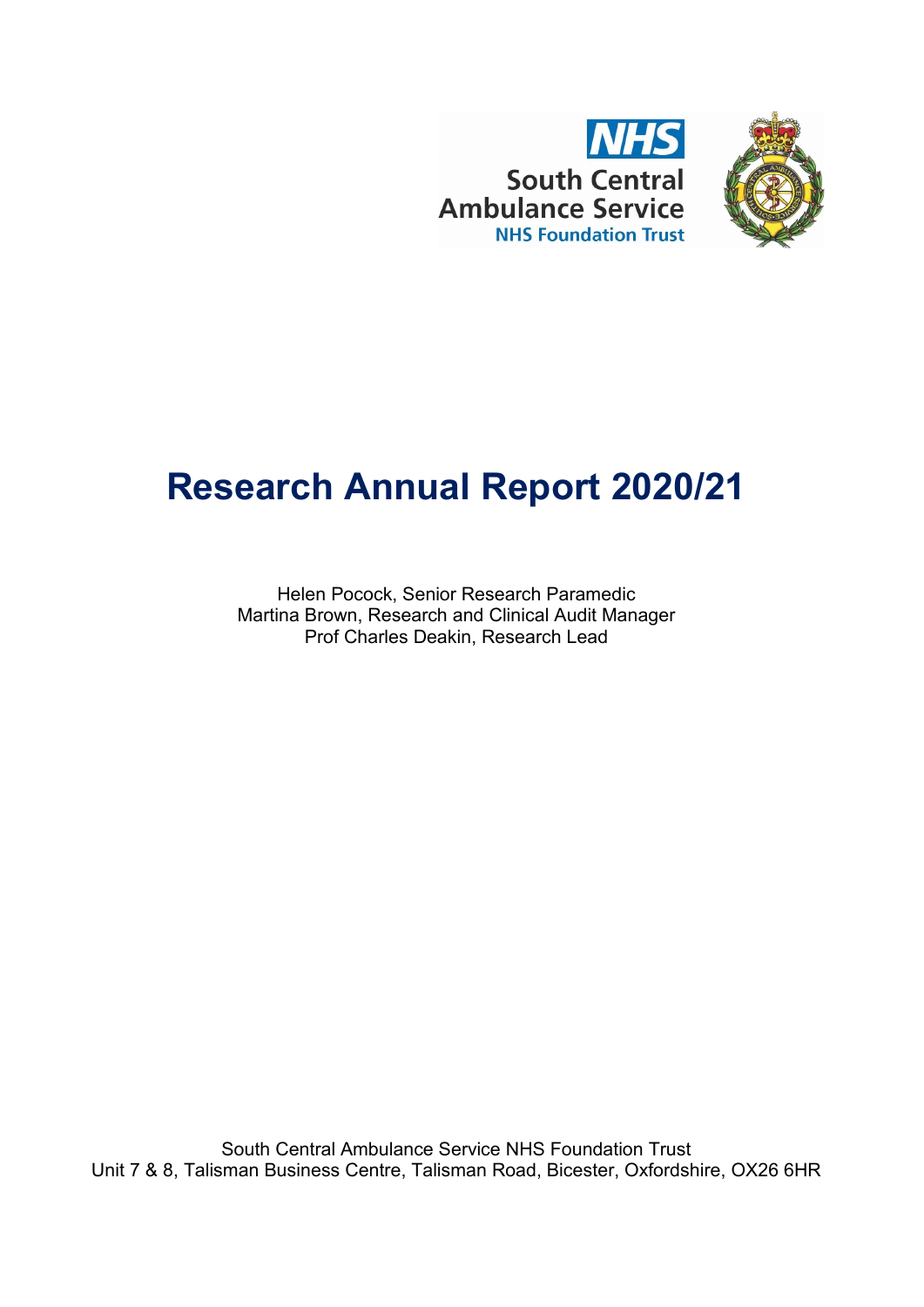NHS
South Central
Ambulance Service
NHS Foundation Trust

# Research Annual Report 2020/21

Helen Pocock, Senior Research Paramedic
Martina Brown, Research and Clinical Audit Manager
Prof Charles Deakin, Research Lead

South Central Ambulance Service NHS Foundation Trust
Unit 7 & 8, Talisman Business Centre, Talisman Road, Bicester, Oxfordshire, OX26 6HR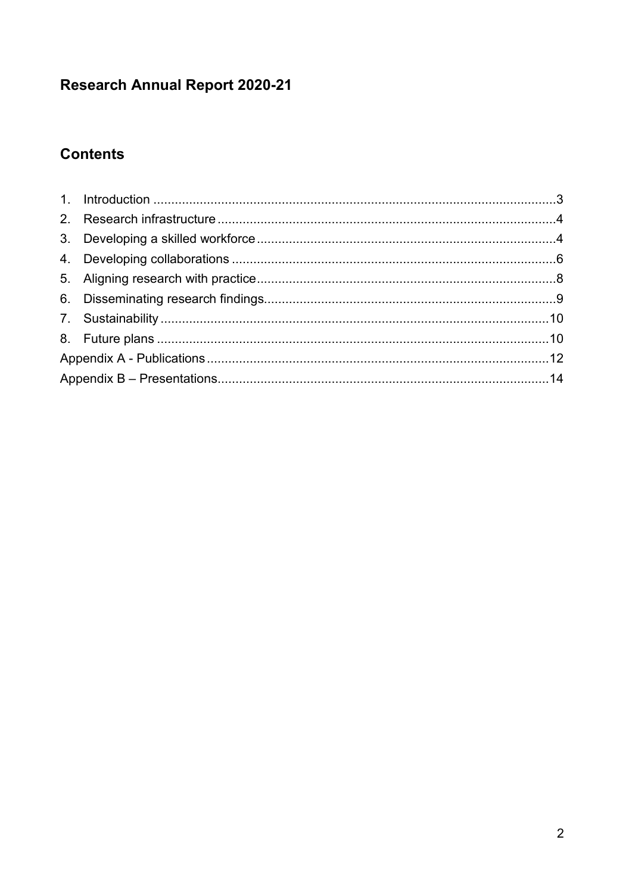# Research Annual Report 2020-21

## Contents

1. Introduction ....................................................................................................3
2. Research infrastructure ..................................................................................4
3. Developing a skilled workforce .......................................................................4
4. Developing collaborations ..............................................................................6
5. Aligning research with practice .......................................................................8
6. Disseminating research findings.....................................................................9
7. Sustainability ................................................................................................10
8. Future plans .................................................................................................10

Appendix A - Publications ..................................................................................12

Appendix B – Presentations................................................................................14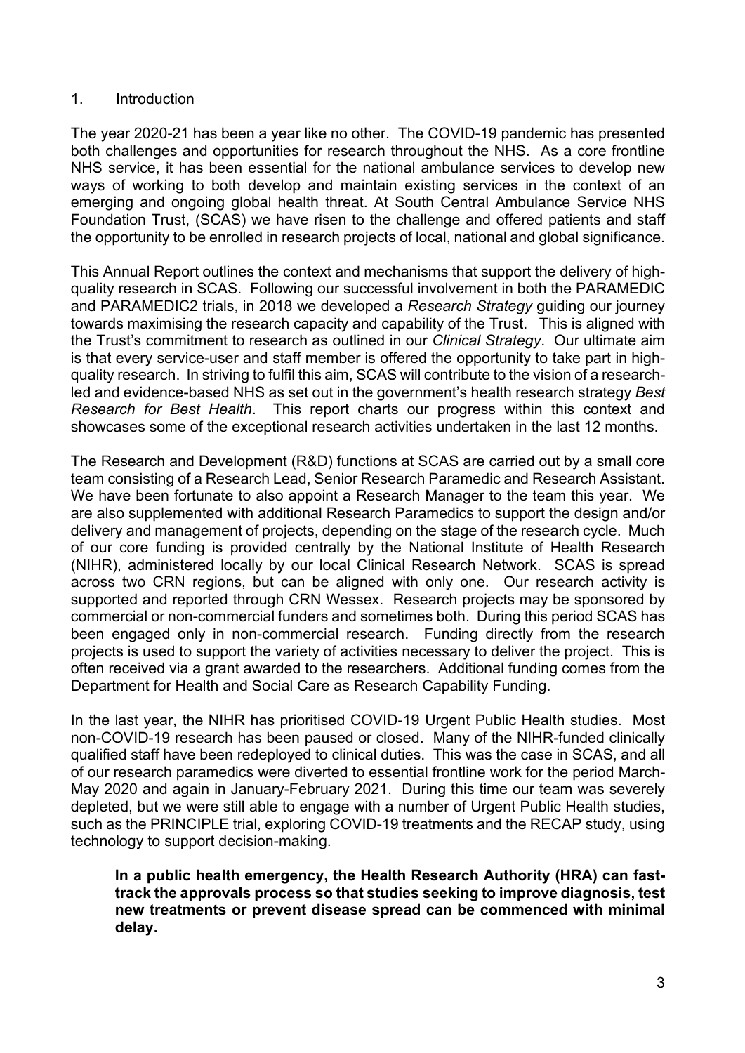## 1. Introduction

The year 2020-21 has been a year like no other. The COVID-19 pandemic has presented both challenges and opportunities for research throughout the NHS. As a core frontline NHS service, it has been essential for the national ambulance services to develop new ways of working to both develop and maintain existing services in the context of an emerging and ongoing global health threat. At South Central Ambulance Service NHS Foundation Trust, (SCAS) we have risen to the challenge and offered patients and staff the opportunity to be enrolled in research projects of local, national and global significance.

This Annual Report outlines the context and mechanisms that support the delivery of high-quality research in SCAS. Following our successful involvement in both the PARAMEDIC and PARAMEDIC2 trials, in 2018 we developed a *Research Strategy* guiding our journey towards maximising the research capacity and capability of the Trust. This is aligned with the Trust's commitment to research as outlined in our *Clinical Strategy*. Our ultimate aim is that every service-user and staff member is offered the opportunity to take part in high-quality research. In striving to fulfil this aim, SCAS will contribute to the vision of a research-led and evidence-based NHS as set out in the government's health research strategy *Best Research for Best Health*. This report charts our progress within this context and showcases some of the exceptional research activities undertaken in the last 12 months.

The Research and Development (R&D) functions at SCAS are carried out by a small core team consisting of a Research Lead, Senior Research Paramedic and Research Assistant. We have been fortunate to also appoint a Research Manager to the team this year. We are also supplemented with additional Research Paramedics to support the design and/or delivery and management of projects, depending on the stage of the research cycle. Much of our core funding is provided centrally by the National Institute of Health Research (NIHR), administered locally by our local Clinical Research Network. SCAS is spread across two CRN regions, but can be aligned with only one. Our research activity is supported and reported through CRN Wessex. Research projects may be sponsored by commercial or non-commercial funders and sometimes both. During this period SCAS has been engaged only in non-commercial research. Funding directly from the research projects is used to support the variety of activities necessary to deliver the project. This is often received via a grant awarded to the researchers. Additional funding comes from the Department for Health and Social Care as Research Capability Funding.

In the last year, the NIHR has prioritised COVID-19 Urgent Public Health studies. Most non-COVID-19 research has been paused or closed. Many of the NIHR-funded clinically qualified staff have been redeployed to clinical duties. This was the case in SCAS, and all of our research paramedics were diverted to essential frontline work for the period March-May 2020 and again in January-February 2021. During this time our team was severely depleted, but we were still able to engage with a number of Urgent Public Health studies, such as the PRINCIPLE trial, exploring COVID-19 treatments and the RECAP study, using technology to support decision-making.

**In a public health emergency, the Health Research Authority (HRA) can fast-track the approvals process so that studies seeking to improve diagnosis, test new treatments or prevent disease spread can be commenced with minimal delay.**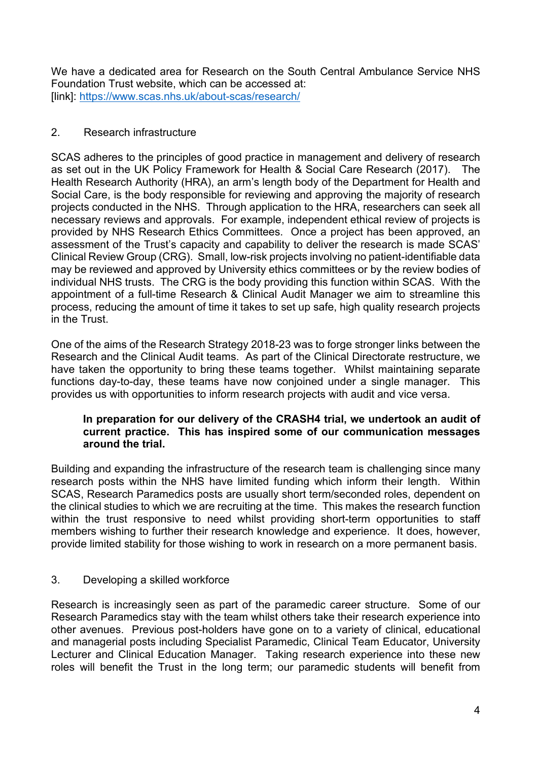We have a dedicated area for Research on the South Central Ambulance Service NHS Foundation Trust website, which can be accessed at:
[link]: https://www.scas.nhs.uk/about-scas/research/

## 2. Research infrastructure

SCAS adheres to the principles of good practice in management and delivery of research as set out in the UK Policy Framework for Health & Social Care Research (2017). The Health Research Authority (HRA), an arm's length body of the Department for Health and Social Care, is the body responsible for reviewing and approving the majority of research projects conducted in the NHS. Through application to the HRA, researchers can seek all necessary reviews and approvals. For example, independent ethical review of projects is provided by NHS Research Ethics Committees. Once a project has been approved, an assessment of the Trust's capacity and capability to deliver the research is made SCAS' Clinical Review Group (CRG). Small, low-risk projects involving no patient-identifiable data may be reviewed and approved by University ethics committees or by the review bodies of individual NHS trusts. The CRG is the body providing this function within SCAS. With the appointment of a full-time Research & Clinical Audit Manager we aim to streamline this process, reducing the amount of time it takes to set up safe, high quality research projects in the Trust.

One of the aims of the Research Strategy 2018-23 was to forge stronger links between the Research and the Clinical Audit teams. As part of the Clinical Directorate restructure, we have taken the opportunity to bring these teams together. Whilst maintaining separate functions day-to-day, these teams have now conjoined under a single manager. This provides us with opportunities to inform research projects with audit and vice versa.

> **In preparation for our delivery of the CRASH4 trial, we undertook an audit of current practice. This has inspired some of our communication messages around the trial.**

Building and expanding the infrastructure of the research team is challenging since many research posts within the NHS have limited funding which inform their length. Within SCAS, Research Paramedics posts are usually short term/seconded roles, dependent on the clinical studies to which we are recruiting at the time. This makes the research function within the trust responsive to need whilst providing short-term opportunities to staff members wishing to further their research knowledge and experience. It does, however, provide limited stability for those wishing to work in research on a more permanent basis.

## 3. Developing a skilled workforce

Research is increasingly seen as part of the paramedic career structure. Some of our Research Paramedics stay with the team whilst others take their research experience into other avenues. Previous post-holders have gone on to a variety of clinical, educational and managerial posts including Specialist Paramedic, Clinical Team Educator, University Lecturer and Clinical Education Manager. Taking research experience into these new roles will benefit the Trust in the long term; our paramedic students will benefit from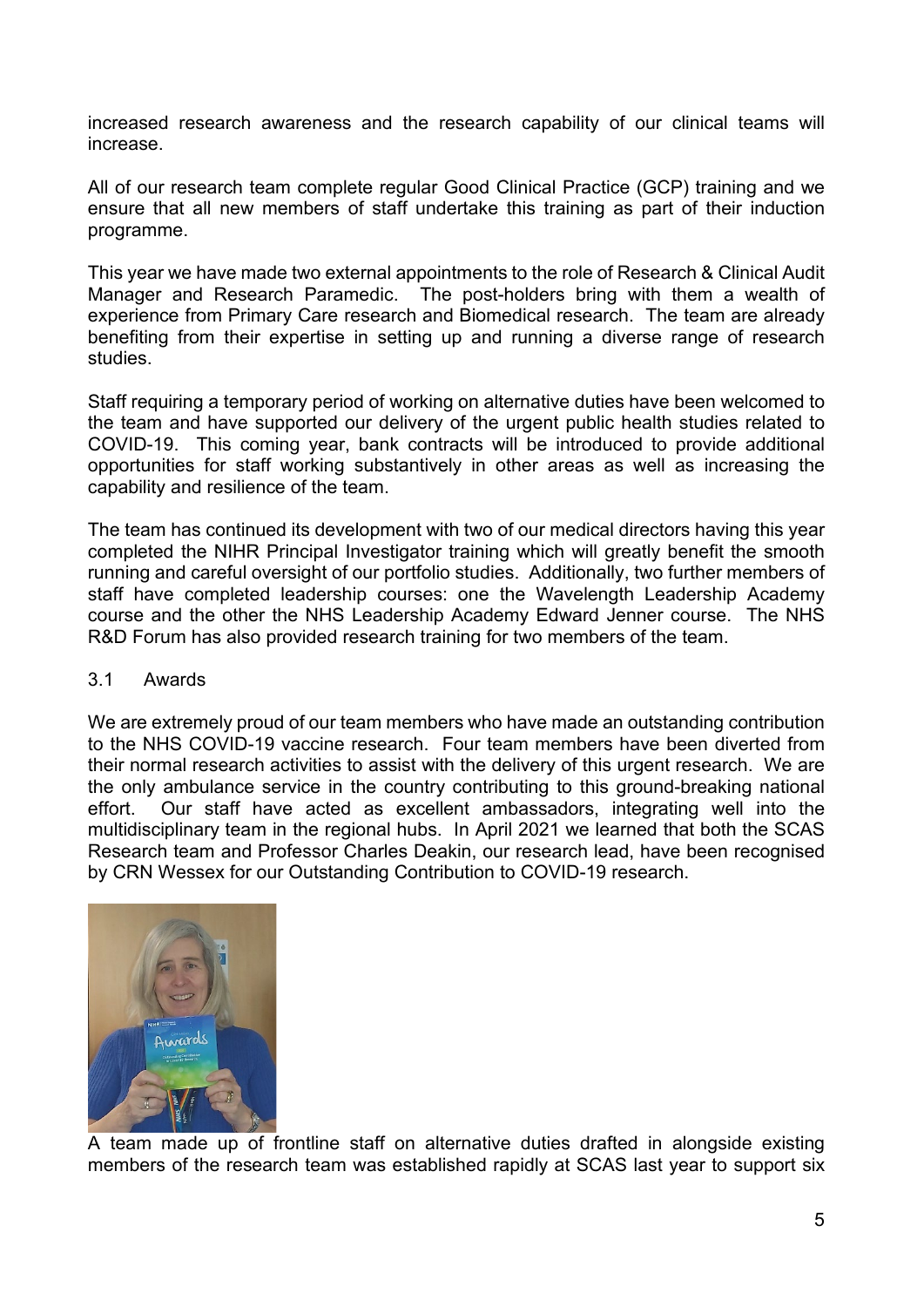increased research awareness and the research capability of our clinical teams will increase.

All of our research team complete regular Good Clinical Practice (GCP) training and we ensure that all new members of staff undertake this training as part of their induction programme.

This year we have made two external appointments to the role of Research & Clinical Audit Manager and Research Paramedic. The post-holders bring with them a wealth of experience from Primary Care research and Biomedical research. The team are already benefiting from their expertise in setting up and running a diverse range of research studies.

Staff requiring a temporary period of working on alternative duties have been welcomed to the team and have supported our delivery of the urgent public health studies related to COVID-19. This coming year, bank contracts will be introduced to provide additional opportunities for staff working substantively in other areas as well as increasing the capability and resilience of the team.

The team has continued its development with two of our medical directors having this year completed the NIHR Principal Investigator training which will greatly benefit the smooth running and careful oversight of our portfolio studies. Additionally, two further members of staff have completed leadership courses: one the Wavelength Leadership Academy course and the other the NHS Leadership Academy Edward Jenner course. The NHS R&D Forum has also provided research training for two members of the team.

## 3.1 Awards

We are extremely proud of our team members who have made an outstanding contribution to the NHS COVID-19 vaccine research. Four team members have been diverted from their normal research activities to assist with the delivery of this urgent research. We are the only ambulance service in the country contributing to this ground-breaking national effort. Our staff have acted as excellent ambassadors, integrating well into the multidisciplinary team in the regional hubs. In April 2021 we learned that both the SCAS Research team and Professor Charles Deakin, our research lead, have been recognised by CRN Wessex for our Outstanding Contribution to COVID-19 research.

A team made up of frontline staff on alternative duties drafted in alongside existing members of the research team was established rapidly at SCAS last year to support six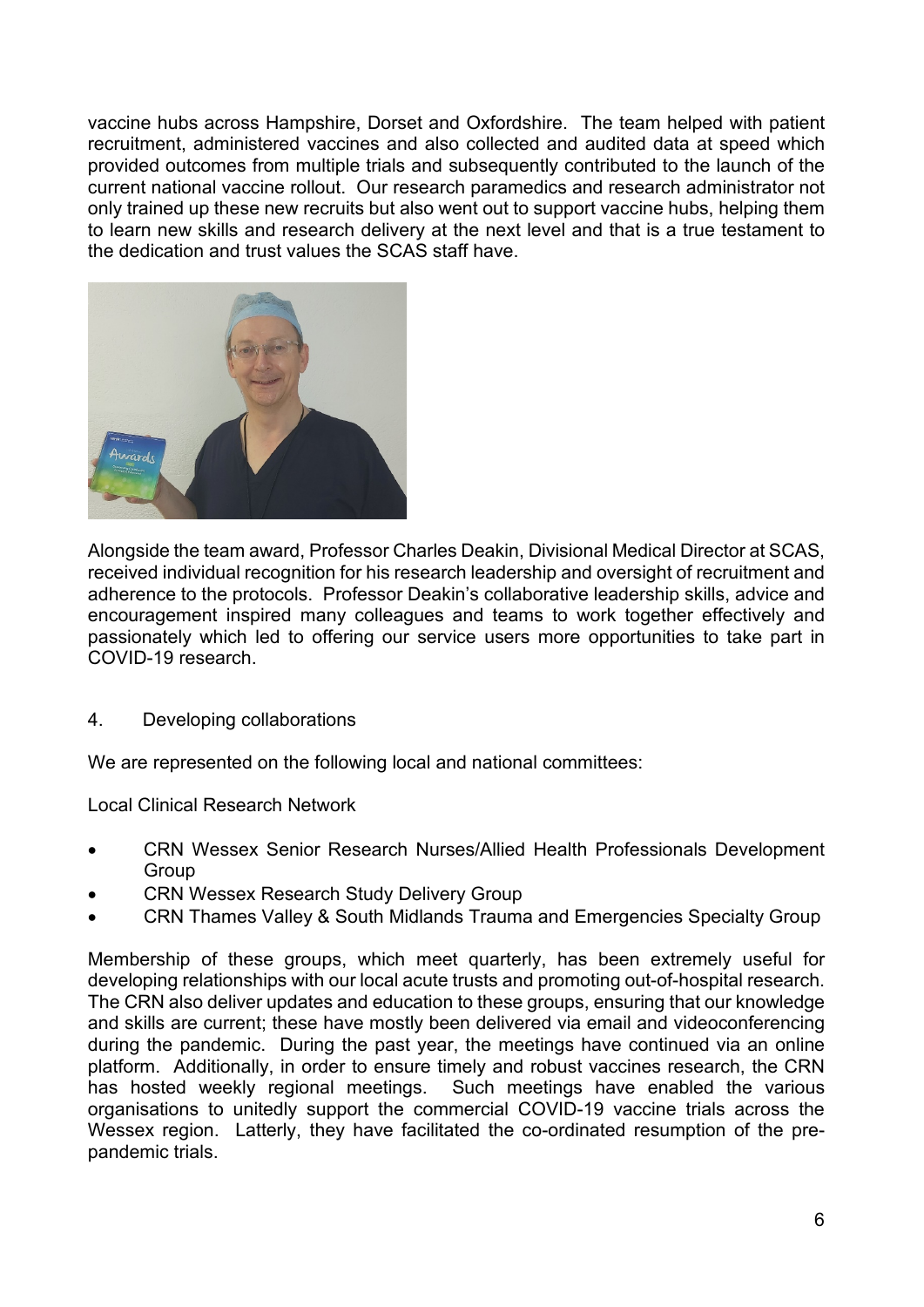vaccine hubs across Hampshire, Dorset and Oxfordshire. The team helped with patient recruitment, administered vaccines and also collected and audited data at speed which provided outcomes from multiple trials and subsequently contributed to the launch of the current national vaccine rollout. Our research paramedics and research administrator not only trained up these new recruits but also went out to support vaccine hubs, helping them to learn new skills and research delivery at the next level and that is a true testament to the dedication and trust values the SCAS staff have.

Alongside the team award, Professor Charles Deakin, Divisional Medical Director at SCAS, received individual recognition for his research leadership and oversight of recruitment and adherence to the protocols. Professor Deakin's collaborative leadership skills, advice and encouragement inspired many colleagues and teams to work together effectively and passionately which led to offering our service users more opportunities to take part in COVID-19 research.

## 4. Developing collaborations

We are represented on the following local and national committees:

Local Clinical Research Network

- CRN Wessex Senior Research Nurses/Allied Health Professionals Development Group
- CRN Wessex Research Study Delivery Group
- CRN Thames Valley & South Midlands Trauma and Emergencies Specialty Group

Membership of these groups, which meet quarterly, has been extremely useful for developing relationships with our local acute trusts and promoting out-of-hospital research. The CRN also deliver updates and education to these groups, ensuring that our knowledge and skills are current; these have mostly been delivered via email and videoconferencing during the pandemic. During the past year, the meetings have continued via an online platform. Additionally, in order to ensure timely and robust vaccines research, the CRN has hosted weekly regional meetings. Such meetings have enabled the various organisations to unitedly support the commercial COVID-19 vaccine trials across the Wessex region. Latterly, they have facilitated the co-ordinated resumption of the pre-pandemic trials.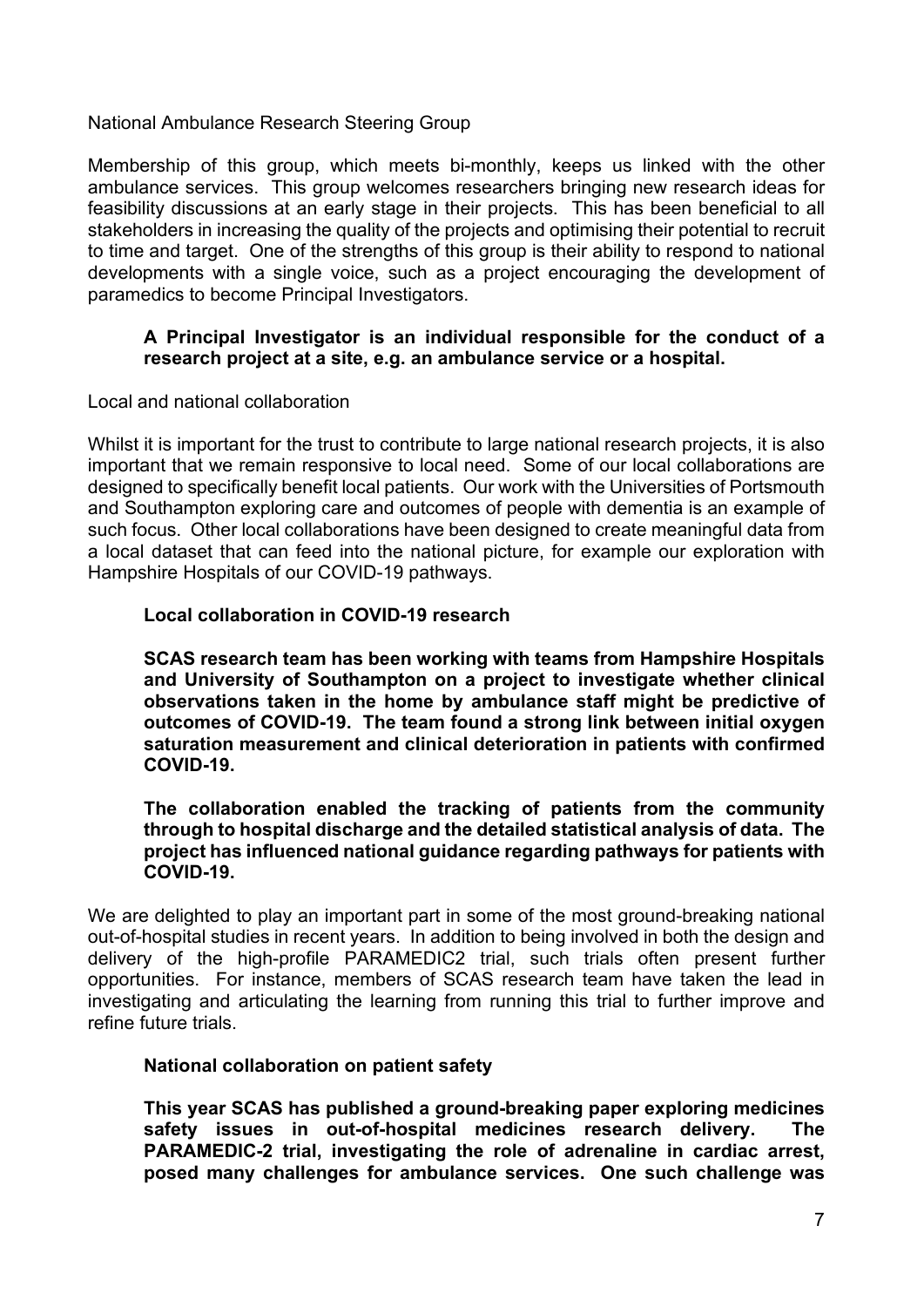## National Ambulance Research Steering Group

Membership of this group, which meets bi-monthly, keeps us linked with the other ambulance services. This group welcomes researchers bringing new research ideas for feasibility discussions at an early stage in their projects. This has been beneficial to all stakeholders in increasing the quality of the projects and optimising their potential to recruit to time and target. One of the strengths of this group is their ability to respond to national developments with a single voice, such as a project encouraging the development of paramedics to become Principal Investigators.

> **A Principal Investigator is an individual responsible for the conduct of a research project at a site, e.g. an ambulance service or a hospital.**

## Local and national collaboration

Whilst it is important for the trust to contribute to large national research projects, it is also important that we remain responsive to local need. Some of our local collaborations are designed to specifically benefit local patients. Our work with the Universities of Portsmouth and Southampton exploring care and outcomes of people with dementia is an example of such focus. Other local collaborations have been designed to create meaningful data from a local dataset that can feed into the national picture, for example our exploration with Hampshire Hospitals of our COVID-19 pathways.

> **Local collaboration in COVID-19 research**
>
> **SCAS research team has been working with teams from Hampshire Hospitals and University of Southampton on a project to investigate whether clinical observations taken in the home by ambulance staff might be predictive of outcomes of COVID-19. The team found a strong link between initial oxygen saturation measurement and clinical deterioration in patients with confirmed COVID-19.**
>
> **The collaboration enabled the tracking of patients from the community through to hospital discharge and the detailed statistical analysis of data. The project has influenced national guidance regarding pathways for patients with COVID-19.**

We are delighted to play an important part in some of the most ground-breaking national out-of-hospital studies in recent years. In addition to being involved in both the design and delivery of the high-profile PARAMEDIC2 trial, such trials often present further opportunities. For instance, members of SCAS research team have taken the lead in investigating and articulating the learning from running this trial to further improve and refine future trials.

> **National collaboration on patient safety**
>
> **This year SCAS has published a ground-breaking paper exploring medicines safety issues in out-of-hospital medicines research delivery. The PARAMEDIC-2 trial, investigating the role of adrenaline in cardiac arrest, posed many challenges for ambulance services. One such challenge was**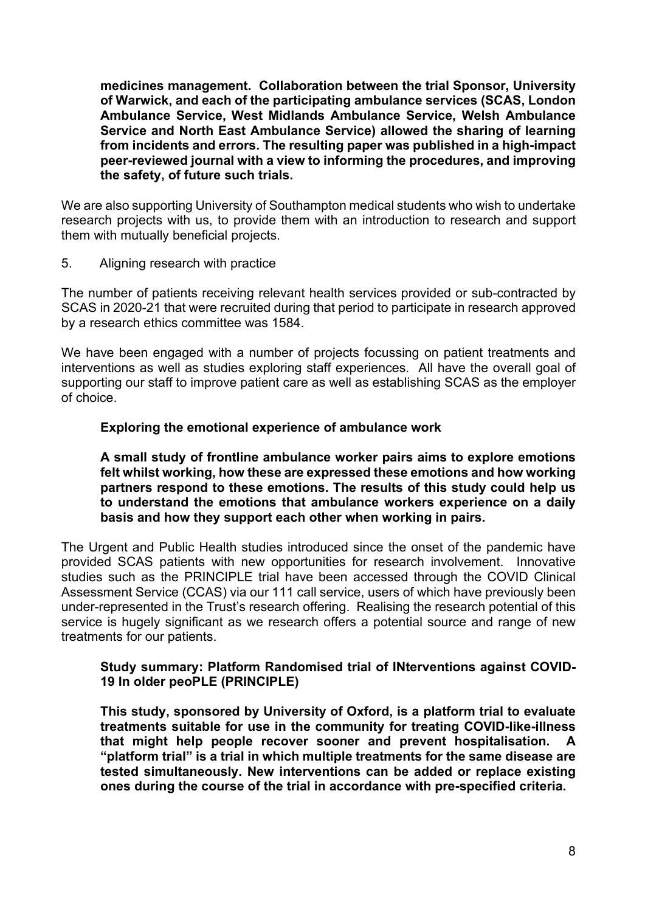**medicines management. Collaboration between the trial Sponsor, University of Warwick, and each of the participating ambulance services (SCAS, London Ambulance Service, West Midlands Ambulance Service, Welsh Ambulance Service and North East Ambulance Service) allowed the sharing of learning from incidents and errors. The resulting paper was published in a high-impact peer-reviewed journal with a view to informing the procedures, and improving the safety, of future such trials.**

We are also supporting University of Southampton medical students who wish to undertake research projects with us, to provide them with an introduction to research and support them with mutually beneficial projects.

5. Aligning research with practice

The number of patients receiving relevant health services provided or sub-contracted by SCAS in 2020-21 that were recruited during that period to participate in research approved by a research ethics committee was 1584.

We have been engaged with a number of projects focussing on patient treatments and interventions as well as studies exploring staff experiences. All have the overall goal of supporting our staff to improve patient care as well as establishing SCAS as the employer of choice.

**Exploring the emotional experience of ambulance work**

**A small study of frontline ambulance worker pairs aims to explore emotions felt whilst working, how these are expressed these emotions and how working partners respond to these emotions. The results of this study could help us to understand the emotions that ambulance workers experience on a daily basis and how they support each other when working in pairs.**

The Urgent and Public Health studies introduced since the onset of the pandemic have provided SCAS patients with new opportunities for research involvement. Innovative studies such as the PRINCIPLE trial have been accessed through the COVID Clinical Assessment Service (CCAS) via our 111 call service, users of which have previously been under-represented in the Trust's research offering. Realising the research potential of this service is hugely significant as we research offers a potential source and range of new treatments for our patients.

**Study summary: Platform Randomised trial of INterventions against COVID-19 In older peoPLE (PRINCIPLE)**

**This study, sponsored by University of Oxford, is a platform trial to evaluate treatments suitable for use in the community for treating COVID-like-illness that might help people recover sooner and prevent hospitalisation. A "platform trial" is a trial in which multiple treatments for the same disease are tested simultaneously. New interventions can be added or replace existing ones during the course of the trial in accordance with pre-specified criteria.**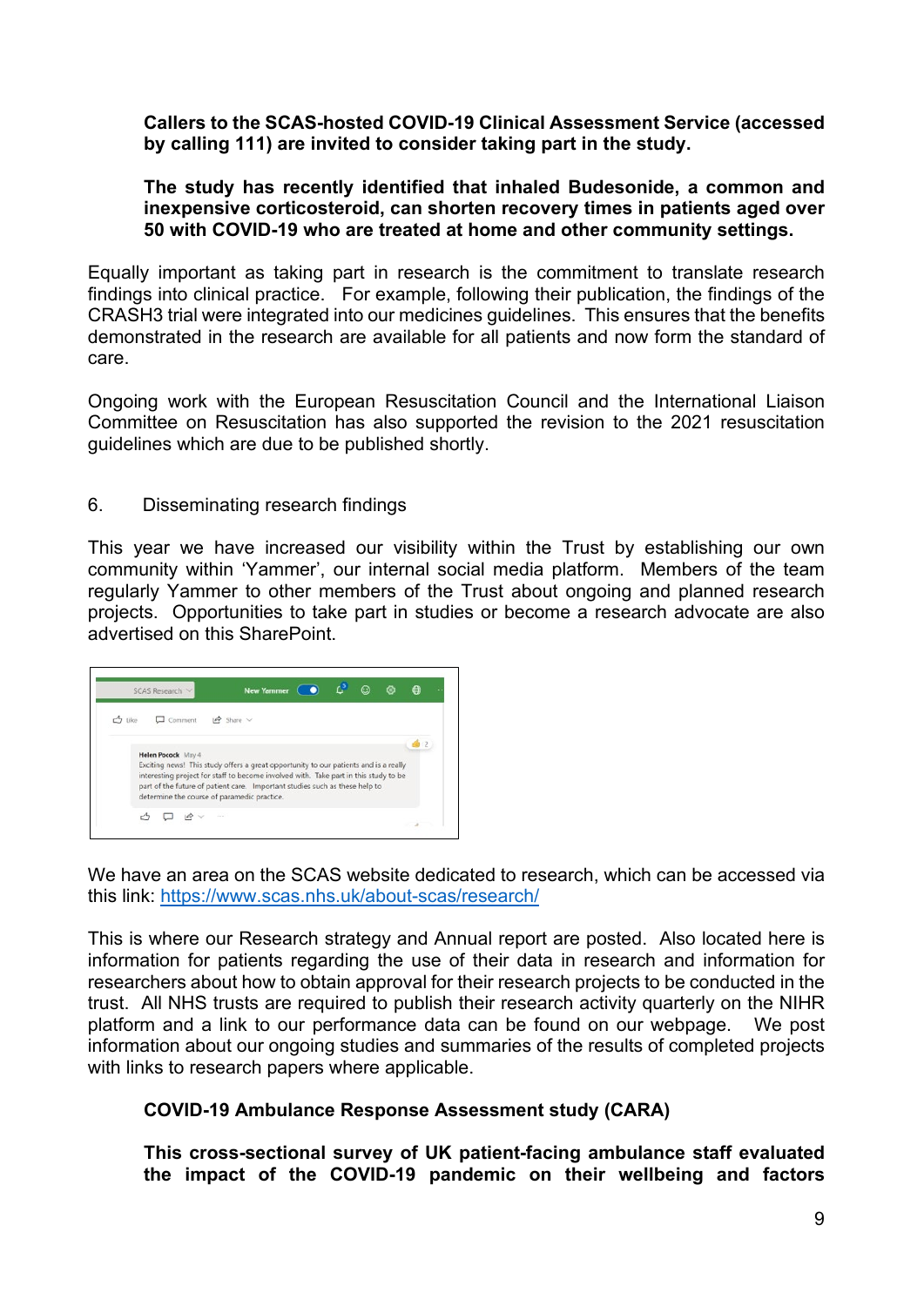**Callers to the SCAS-hosted COVID-19 Clinical Assessment Service (accessed by calling 111) are invited to consider taking part in the study.**

**The study has recently identified that inhaled Budesonide, a common and inexpensive corticosteroid, can shorten recovery times in patients aged over 50 with COVID-19 who are treated at home and other community settings.**

Equally important as taking part in research is the commitment to translate research findings into clinical practice. For example, following their publication, the findings of the CRASH3 trial were integrated into our medicines guidelines. This ensures that the benefits demonstrated in the research are available for all patients and now form the standard of care.

Ongoing work with the European Resuscitation Council and the International Liaison Committee on Resuscitation has also supported the revision to the 2021 resuscitation guidelines which are due to be published shortly.

## 6. Disseminating research findings

This year we have increased our visibility within the Trust by establishing our own community within 'Yammer', our internal social media platform. Members of the team regularly Yammer to other members of the Trust about ongoing and planned research projects. Opportunities to take part in studies or become a research advocate are also advertised on this SharePoint.

We have an area on the SCAS website dedicated to research, which can be accessed via this link: https://www.scas.nhs.uk/about-scas/research/

This is where our Research strategy and Annual report are posted. Also located here is information for patients regarding the use of their data in research and information for researchers about how to obtain approval for their research projects to be conducted in the trust. All NHS trusts are required to publish their research activity quarterly on the NIHR platform and a link to our performance data can be found on our webpage. We post information about our ongoing studies and summaries of the results of completed projects with links to research papers where applicable.

**COVID-19 Ambulance Response Assessment study (CARA)**

**This cross-sectional survey of UK patient-facing ambulance staff evaluated the impact of the COVID-19 pandemic on their wellbeing and factors**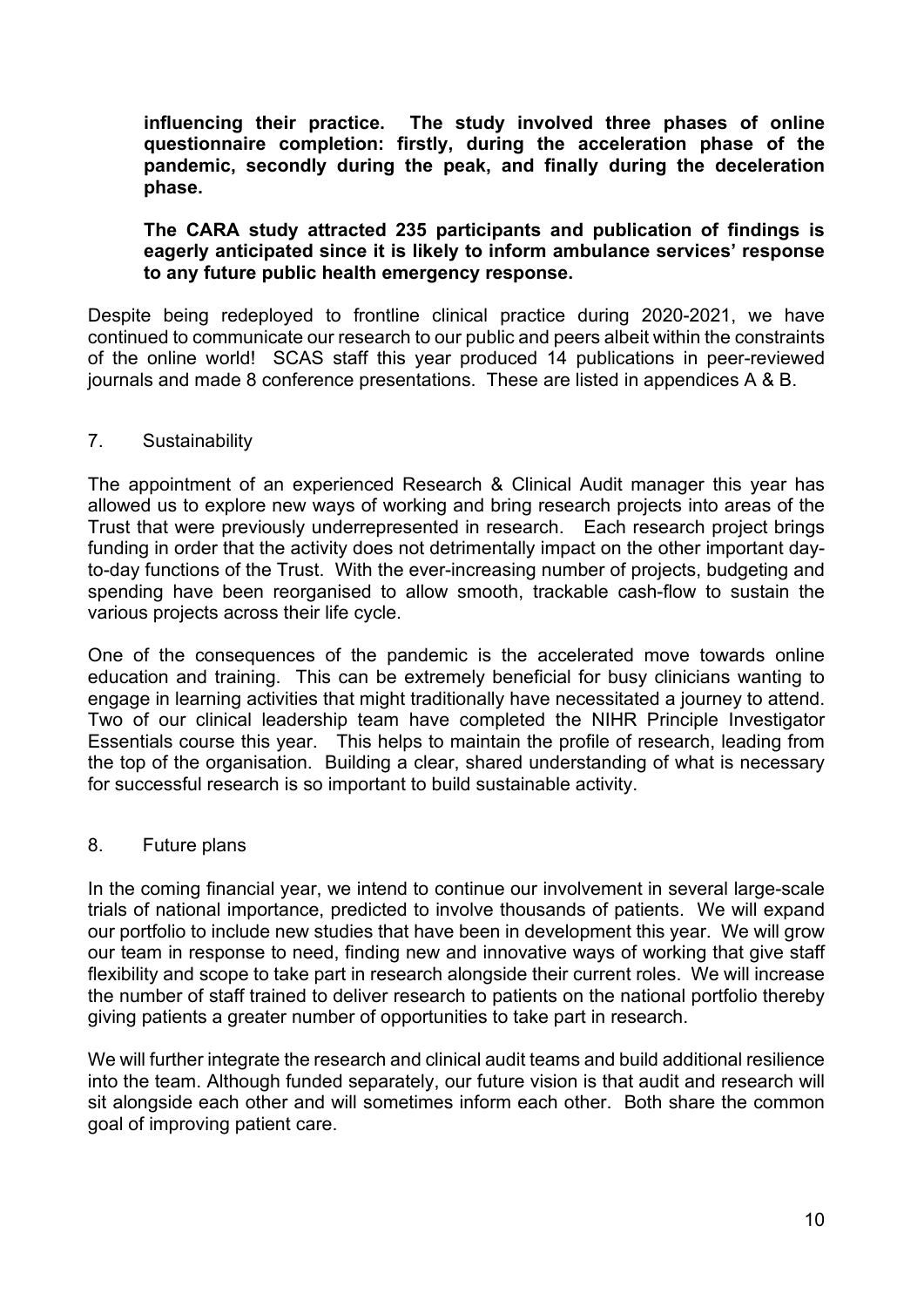**influencing their practice. The study involved three phases of online questionnaire completion: firstly, during the acceleration phase of the pandemic, secondly during the peak, and finally during the deceleration phase.**

**The CARA study attracted 235 participants and publication of findings is eagerly anticipated since it is likely to inform ambulance services' response to any future public health emergency response.**

Despite being redeployed to frontline clinical practice during 2020-2021, we have continued to communicate our research to our public and peers albeit within the constraints of the online world! SCAS staff this year produced 14 publications in peer-reviewed journals and made 8 conference presentations. These are listed in appendices A & B.

## 7. Sustainability

The appointment of an experienced Research & Clinical Audit manager this year has allowed us to explore new ways of working and bring research projects into areas of the Trust that were previously underrepresented in research. Each research project brings funding in order that the activity does not detrimentally impact on the other important day-to-day functions of the Trust. With the ever-increasing number of projects, budgeting and spending have been reorganised to allow smooth, trackable cash-flow to sustain the various projects across their life cycle.

One of the consequences of the pandemic is the accelerated move towards online education and training. This can be extremely beneficial for busy clinicians wanting to engage in learning activities that might traditionally have necessitated a journey to attend. Two of our clinical leadership team have completed the NIHR Principle Investigator Essentials course this year. This helps to maintain the profile of research, leading from the top of the organisation. Building a clear, shared understanding of what is necessary for successful research is so important to build sustainable activity.

## 8. Future plans

In the coming financial year, we intend to continue our involvement in several large-scale trials of national importance, predicted to involve thousands of patients. We will expand our portfolio to include new studies that have been in development this year. We will grow our team in response to need, finding new and innovative ways of working that give staff flexibility and scope to take part in research alongside their current roles. We will increase the number of staff trained to deliver research to patients on the national portfolio thereby giving patients a greater number of opportunities to take part in research.

We will further integrate the research and clinical audit teams and build additional resilience into the team. Although funded separately, our future vision is that audit and research will sit alongside each other and will sometimes inform each other. Both share the common goal of improving patient care.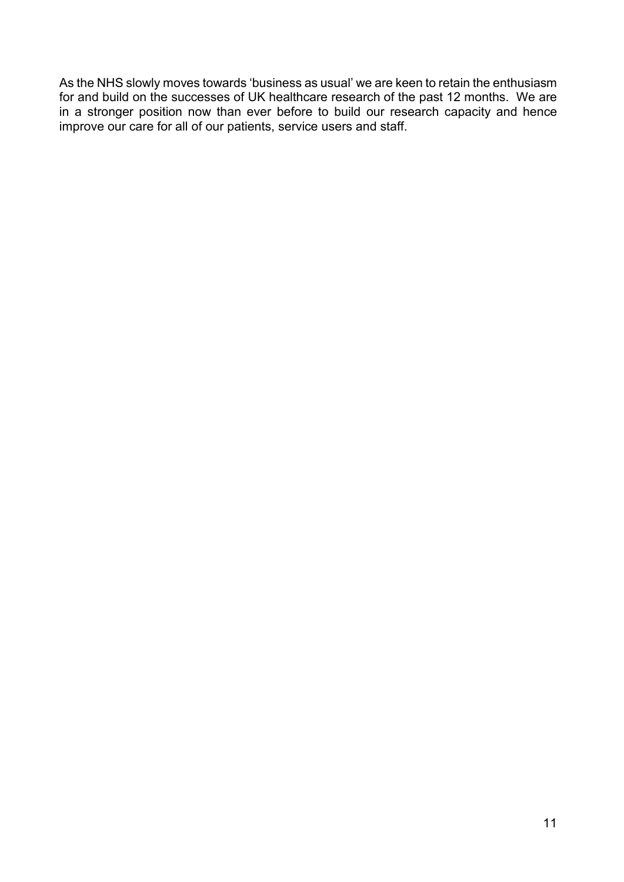As the NHS slowly moves towards 'business as usual' we are keen to retain the enthusiasm for and build on the successes of UK healthcare research of the past 12 months. We are in a stronger position now than ever before to build our research capacity and hence improve our care for all of our patients, service users and staff.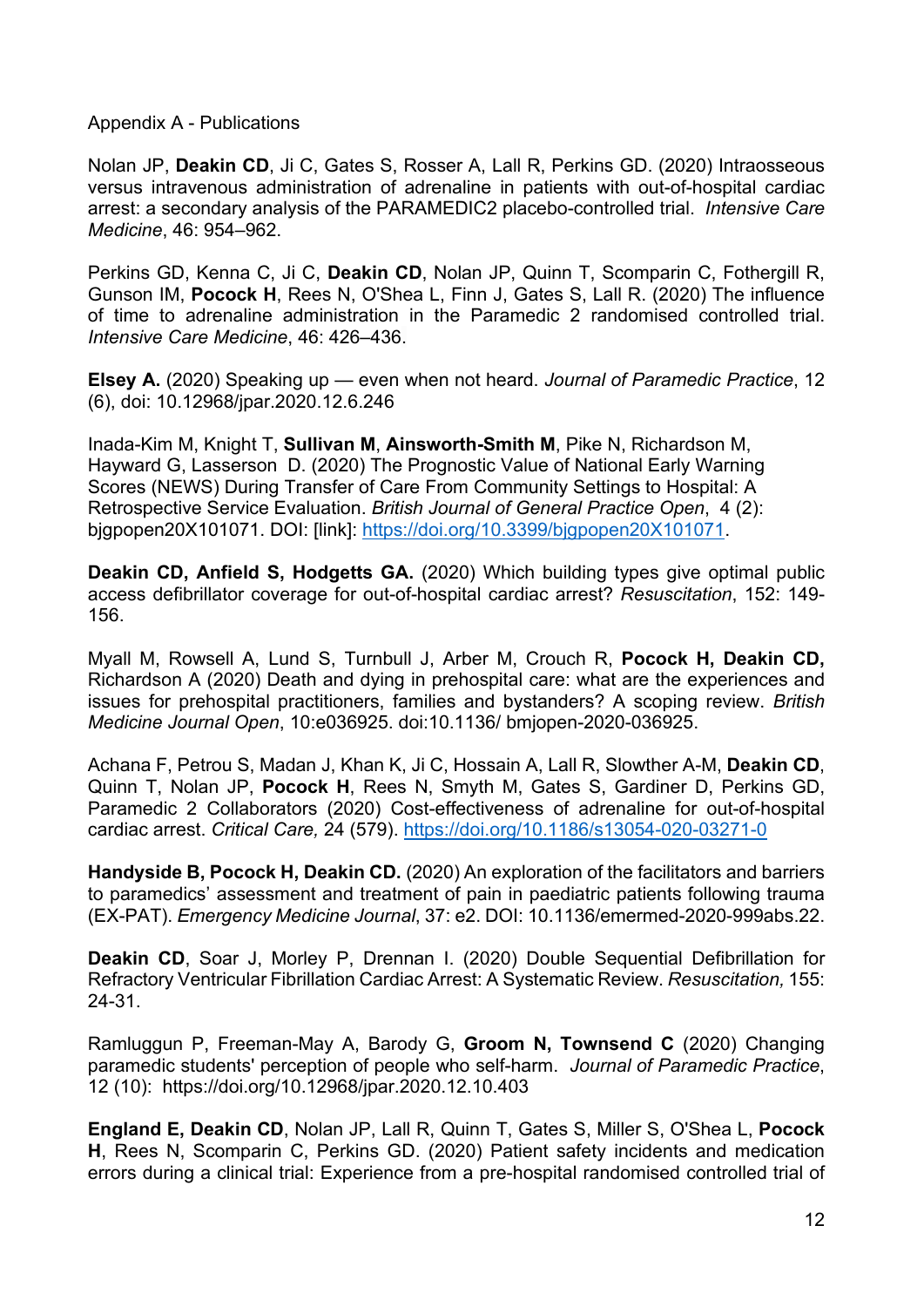Appendix A - Publications

Nolan JP, **Deakin CD**, Ji C, Gates S, Rosser A, Lall R, Perkins GD. (2020) Intraosseous versus intravenous administration of adrenaline in patients with out-of-hospital cardiac arrest: a secondary analysis of the PARAMEDIC2 placebo-controlled trial. *Intensive Care Medicine*, 46: 954–962.

Perkins GD, Kenna C, Ji C, **Deakin CD**, Nolan JP, Quinn T, Scomparin C, Fothergill R, Gunson IM, **Pocock H**, Rees N, O'Shea L, Finn J, Gates S, Lall R. (2020) The influence of time to adrenaline administration in the Paramedic 2 randomised controlled trial. *Intensive Care Medicine*, 46: 426–436.

**Elsey A.** (2020) Speaking up — even when not heard. *Journal of Paramedic Practice*, 12 (6), doi: 10.12968/jpar.2020.12.6.246

Inada-Kim M, Knight T, **Sullivan M**, **Ainsworth-Smith M**, Pike N, Richardson M, Hayward G, Lasserson D. (2020) The Prognostic Value of National Early Warning Scores (NEWS) During Transfer of Care From Community Settings to Hospital: A Retrospective Service Evaluation. *British Journal of General Practice Open*, 4 (2): bjgpopen20X101071. DOI: [link]: https://doi.org/10.3399/bjgpopen20X101071.

**Deakin CD, Anfield S, Hodgetts GA.** (2020) Which building types give optimal public access defibrillator coverage for out-of-hospital cardiac arrest? *Resuscitation*, 152: 149-156.

Myall M, Rowsell A, Lund S, Turnbull J, Arber M, Crouch R, **Pocock H, Deakin CD,** Richardson A (2020) Death and dying in prehospital care: what are the experiences and issues for prehospital practitioners, families and bystanders? A scoping review. *British Medicine Journal Open*, 10:e036925. doi:10.1136/ bmjopen-2020-036925.

Achana F, Petrou S, Madan J, Khan K, Ji C, Hossain A, Lall R, Slowther A-M, **Deakin CD**, Quinn T, Nolan JP, **Pocock H**, Rees N, Smyth M, Gates S, Gardiner D, Perkins GD, Paramedic 2 Collaborators (2020) Cost-effectiveness of adrenaline for out-of-hospital cardiac arrest. *Critical Care,* 24 (579). https://doi.org/10.1186/s13054-020-03271-0

**Handyside B, Pocock H, Deakin CD.** (2020) An exploration of the facilitators and barriers to paramedics' assessment and treatment of pain in paediatric patients following trauma (EX-PAT). *Emergency Medicine Journal*, 37: e2. DOI: 10.1136/emermed-2020-999abs.22.

**Deakin CD**, Soar J, Morley P, Drennan I. (2020) Double Sequential Defibrillation for Refractory Ventricular Fibrillation Cardiac Arrest: A Systematic Review. *Resuscitation,* 155: 24-31.

Ramluggun P, Freeman-May A, Barody G, **Groom N, Townsend C** (2020) Changing paramedic students' perception of people who self-harm. *Journal of Paramedic Practice*, 12 (10): https://doi.org/10.12968/jpar.2020.12.10.403

**England E, Deakin CD**, Nolan JP, Lall R, Quinn T, Gates S, Miller S, O'Shea L, **Pocock H**, Rees N, Scomparin C, Perkins GD. (2020) Patient safety incidents and medication errors during a clinical trial: Experience from a pre-hospital randomised controlled trial of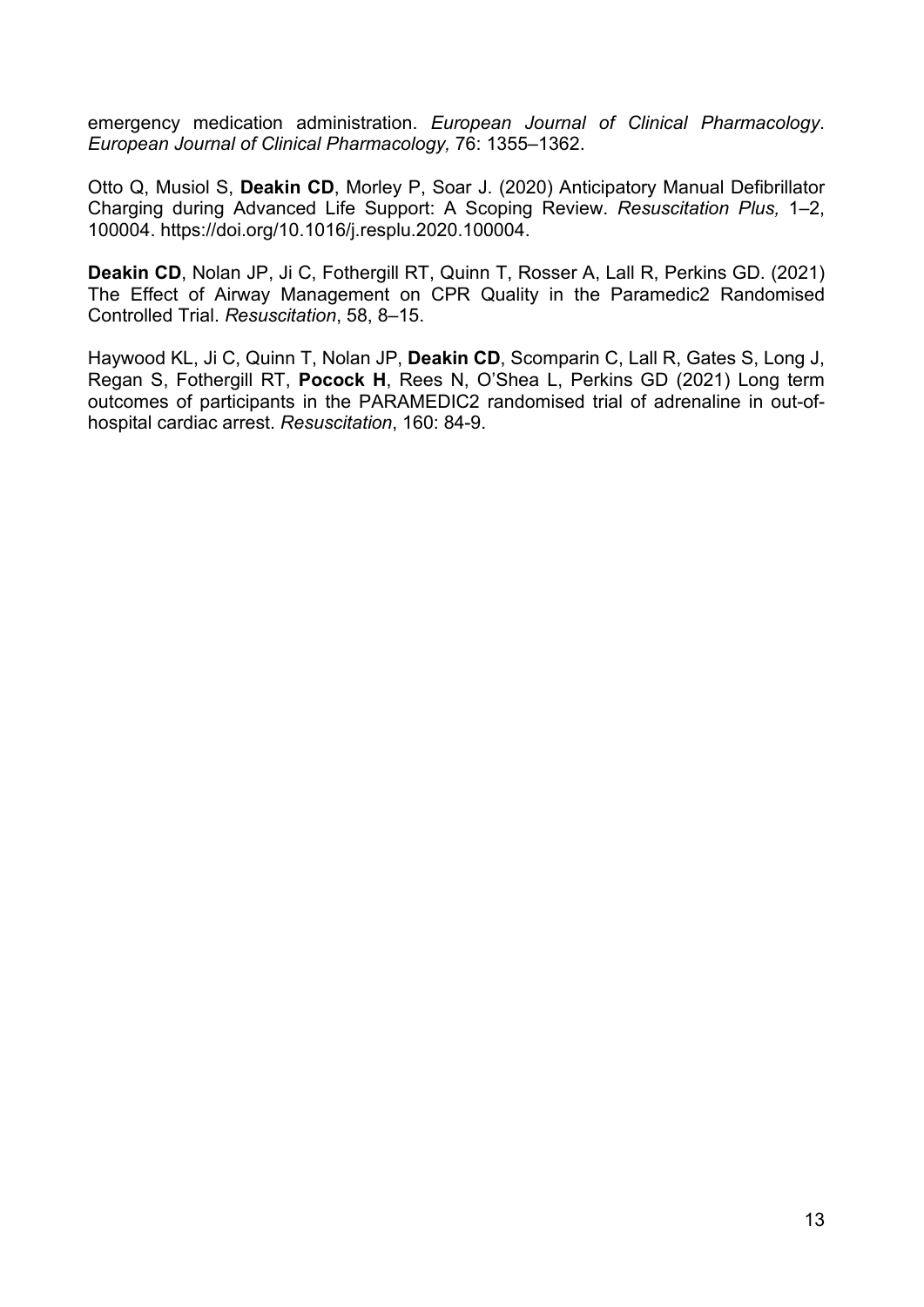emergency medication administration. *European Journal of Clinical Pharmacology*. *European Journal of Clinical Pharmacology,* 76: 1355–1362.

Otto Q, Musiol S, **Deakin CD**, Morley P, Soar J. (2020) Anticipatory Manual Defibrillator Charging during Advanced Life Support: A Scoping Review. *Resuscitation Plus,* 1–2, 100004. https://doi.org/10.1016/j.resplu.2020.100004.

**Deakin CD**, Nolan JP, Ji C, Fothergill RT, Quinn T, Rosser A, Lall R, Perkins GD. (2021) The Effect of Airway Management on CPR Quality in the Paramedic2 Randomised Controlled Trial. *Resuscitation*, 58, 8–15.

Haywood KL, Ji C, Quinn T, Nolan JP, **Deakin CD**, Scomparin C, Lall R, Gates S, Long J, Regan S, Fothergill RT, **Pocock H**, Rees N, O'Shea L, Perkins GD (2021) Long term outcomes of participants in the PARAMEDIC2 randomised trial of adrenaline in out-of-hospital cardiac arrest. *Resuscitation*, 160: 84-9.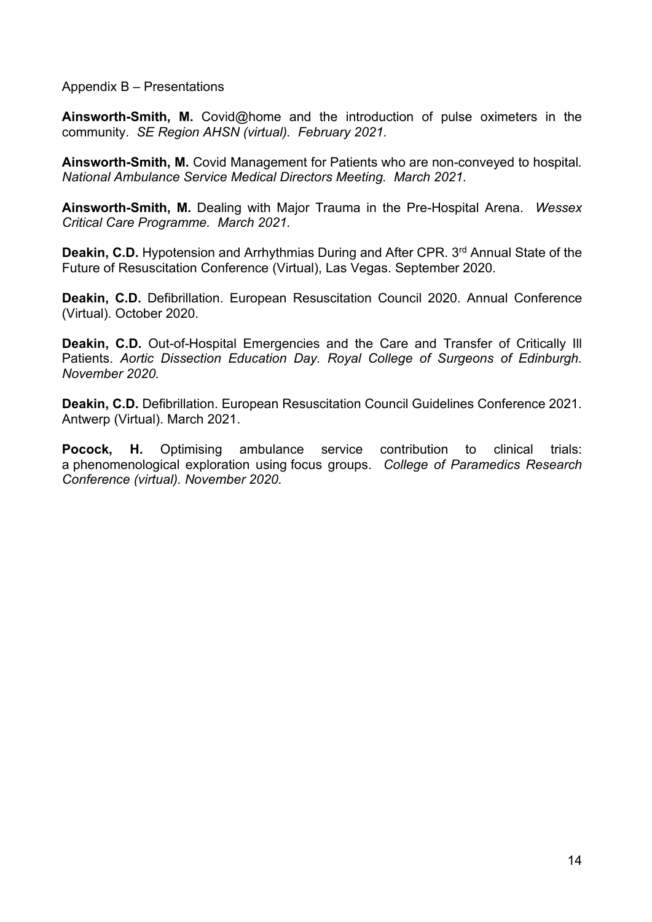Appendix B – Presentations

**Ainsworth-Smith, M.** Covid@home and the introduction of pulse oximeters in the community. *SE Region AHSN (virtual). February 2021.*

**Ainsworth-Smith, M.** Covid Management for Patients who are non-conveyed to hospital. *National Ambulance Service Medical Directors Meeting. March 2021.*

**Ainsworth-Smith, M.** Dealing with Major Trauma in the Pre-Hospital Arena. *Wessex Critical Care Programme. March 2021.*

**Deakin, C.D.** Hypotension and Arrhythmias During and After CPR. 3rd Annual State of the Future of Resuscitation Conference (Virtual), Las Vegas. September 2020.

**Deakin, C.D.** Defibrillation. European Resuscitation Council 2020. Annual Conference (Virtual). October 2020.

**Deakin, C.D.** Out-of-Hospital Emergencies and the Care and Transfer of Critically Ill Patients. *Aortic Dissection Education Day. Royal College of Surgeons of Edinburgh. November 2020.*

**Deakin, C.D.** Defibrillation. European Resuscitation Council Guidelines Conference 2021. Antwerp (Virtual). March 2021.

**Pocock, H.** Optimising ambulance service contribution to clinical trials: a phenomenological exploration using focus groups. *College of Paramedics Research Conference (virtual). November 2020.*